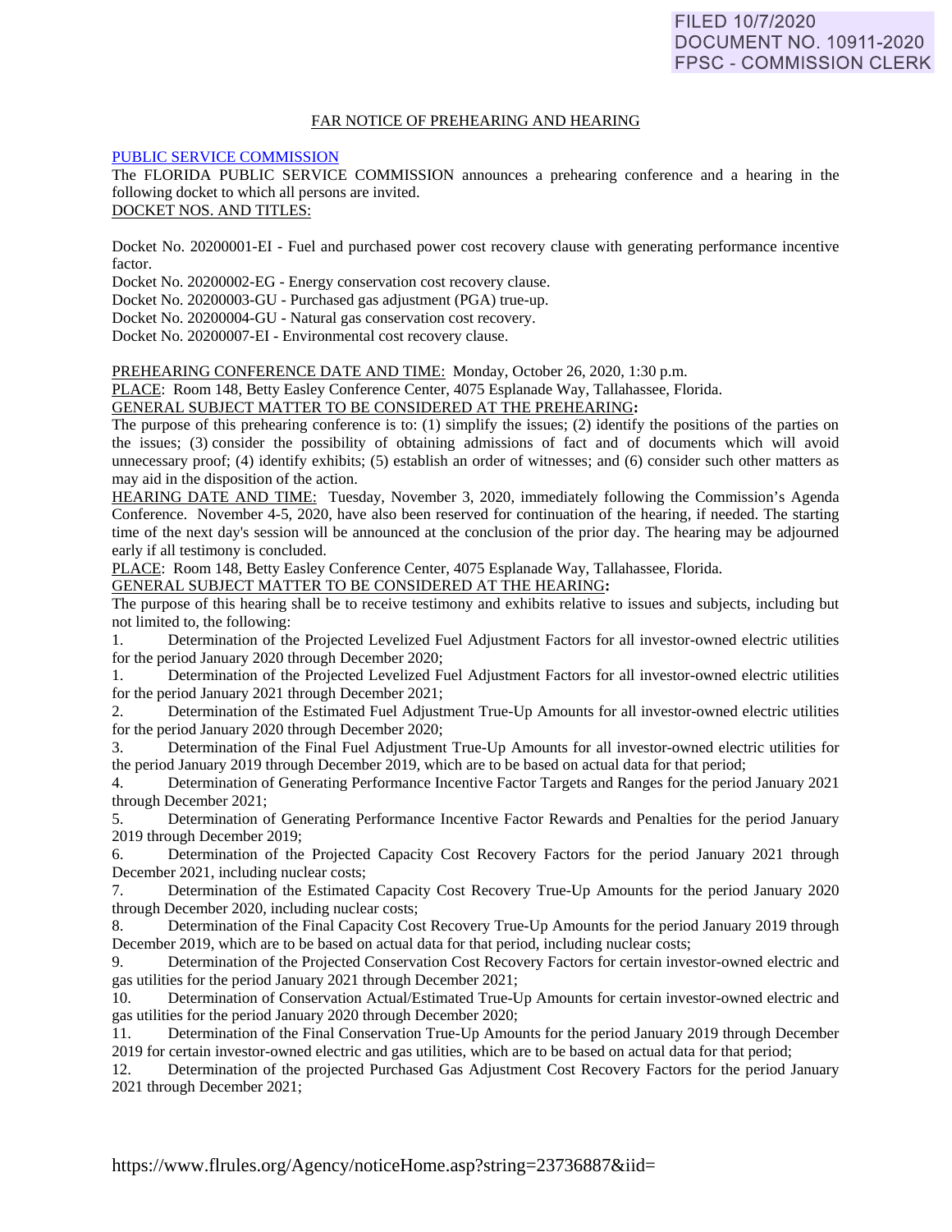FILED 10/7/2020
DOCUMENT NO. 10911-2020
FPSC - COMMISSION CLERK

FAR NOTICE OF PREHEARING AND HEARING

PUBLIC SERVICE COMMISSION

The FLORIDA PUBLIC SERVICE COMMISSION announces a prehearing conference and a hearing in the following docket to which all persons are invited.

DOCKET NOS. AND TITLES:

Docket No. 20200001-EI - Fuel and purchased power cost recovery clause with generating performance incentive factor.

Docket No. 20200002-EG - Energy conservation cost recovery clause.

Docket No. 20200003-GU - Purchased gas adjustment (PGA) true-up.

Docket No. 20200004-GU - Natural gas conservation cost recovery.

Docket No. 20200007-EI - Environmental cost recovery clause.

PREHEARING CONFERENCE DATE AND TIME: Monday, October 26, 2020, 1:30 p.m.

PLACE: Room 148, Betty Easley Conference Center, 4075 Esplanade Way, Tallahassee, Florida.

GENERAL SUBJECT MATTER TO BE CONSIDERED AT THE PREHEARING:

The purpose of this prehearing conference is to: (1) simplify the issues; (2) identify the positions of the parties on the issues; (3) consider the possibility of obtaining admissions of fact and of documents which will avoid unnecessary proof; (4) identify exhibits; (5) establish an order of witnesses; and (6) consider such other matters as may aid in the disposition of the action.

HEARING DATE AND TIME: Tuesday, November 3, 2020, immediately following the Commission's Agenda Conference. November 4-5, 2020, have also been reserved for continuation of the hearing, if needed. The starting time of the next day's session will be announced at the conclusion of the prior day. The hearing may be adjourned early if all testimony is concluded.

PLACE: Room 148, Betty Easley Conference Center, 4075 Esplanade Way, Tallahassee, Florida.

GENERAL SUBJECT MATTER TO BE CONSIDERED AT THE HEARING:

The purpose of this hearing shall be to receive testimony and exhibits relative to issues and subjects, including but not limited to, the following:

1. Determination of the Projected Levelized Fuel Adjustment Factors for all investor-owned electric utilities for the period January 2020 through December 2020;

1. Determination of the Projected Levelized Fuel Adjustment Factors for all investor-owned electric utilities for the period January 2021 through December 2021;

2. Determination of the Estimated Fuel Adjustment True-Up Amounts for all investor-owned electric utilities for the period January 2020 through December 2020;

3. Determination of the Final Fuel Adjustment True-Up Amounts for all investor-owned electric utilities for the period January 2019 through December 2019, which are to be based on actual data for that period;

4. Determination of Generating Performance Incentive Factor Targets and Ranges for the period January 2021 through December 2021;

5. Determination of Generating Performance Incentive Factor Rewards and Penalties for the period January 2019 through December 2019;

6. Determination of the Projected Capacity Cost Recovery Factors for the period January 2021 through December 2021, including nuclear costs;

7. Determination of the Estimated Capacity Cost Recovery True-Up Amounts for the period January 2020 through December 2020, including nuclear costs;

8. Determination of the Final Capacity Cost Recovery True-Up Amounts for the period January 2019 through December 2019, which are to be based on actual data for that period, including nuclear costs;

9. Determination of the Projected Conservation Cost Recovery Factors for certain investor-owned electric and gas utilities for the period January 2021 through December 2021;

10. Determination of Conservation Actual/Estimated True-Up Amounts for certain investor-owned electric and gas utilities for the period January 2020 through December 2020;

11. Determination of the Final Conservation True-Up Amounts for the period January 2019 through December 2019 for certain investor-owned electric and gas utilities, which are to be based on actual data for that period;

12. Determination of the projected Purchased Gas Adjustment Cost Recovery Factors for the period January 2021 through December 2021;

https://www.flrules.org/Agency/noticeHome.asp?string=23736887&iid=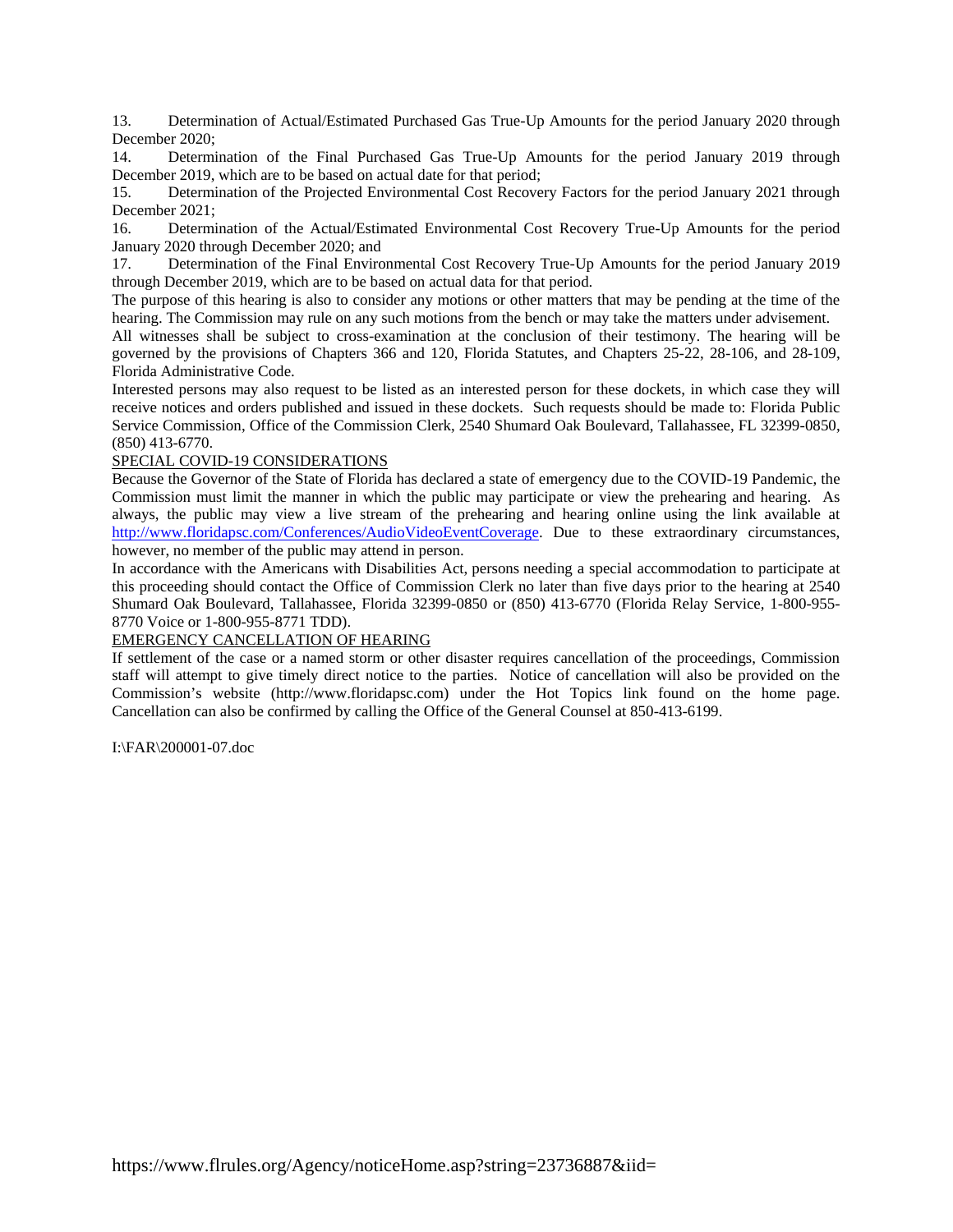13. Determination of Actual/Estimated Purchased Gas True-Up Amounts for the period January 2020 through December 2020;

14. Determination of the Final Purchased Gas True-Up Amounts for the period January 2019 through December 2019, which are to be based on actual date for that period;

15. Determination of the Projected Environmental Cost Recovery Factors for the period January 2021 through December 2021;

16. Determination of the Actual/Estimated Environmental Cost Recovery True-Up Amounts for the period January 2020 through December 2020; and

17. Determination of the Final Environmental Cost Recovery True-Up Amounts for the period January 2019 through December 2019, which are to be based on actual data for that period.

The purpose of this hearing is also to consider any motions or other matters that may be pending at the time of the hearing. The Commission may rule on any such motions from the bench or may take the matters under advisement.

All witnesses shall be subject to cross-examination at the conclusion of their testimony. The hearing will be governed by the provisions of Chapters 366 and 120, Florida Statutes, and Chapters 25-22, 28-106, and 28-109, Florida Administrative Code.

Interested persons may also request to be listed as an interested person for these dockets, in which case they will receive notices and orders published and issued in these dockets. Such requests should be made to: Florida Public Service Commission, Office of the Commission Clerk, 2540 Shumard Oak Boulevard, Tallahassee, FL 32399-0850, (850) 413-6770.

SPECIAL COVID-19 CONSIDERATIONS

Because the Governor of the State of Florida has declared a state of emergency due to the COVID-19 Pandemic, the Commission must limit the manner in which the public may participate or view the prehearing and hearing. As always, the public may view a live stream of the prehearing and hearing online using the link available at http://www.floridapsc.com/Conferences/AudioVideoEventCoverage. Due to these extraordinary circumstances, however, no member of the public may attend in person.

In accordance with the Americans with Disabilities Act, persons needing a special accommodation to participate at this proceeding should contact the Office of Commission Clerk no later than five days prior to the hearing at 2540 Shumard Oak Boulevard, Tallahassee, Florida 32399-0850 or (850) 413-6770 (Florida Relay Service, 1-800-955-8770 Voice or 1-800-955-8771 TDD).

EMERGENCY CANCELLATION OF HEARING

If settlement of the case or a named storm or other disaster requires cancellation of the proceedings, Commission staff will attempt to give timely direct notice to the parties. Notice of cancellation will also be provided on the Commission's website (http://www.floridapsc.com) under the Hot Topics link found on the home page. Cancellation can also be confirmed by calling the Office of the General Counsel at 850-413-6199.

I:\FAR\200001-07.doc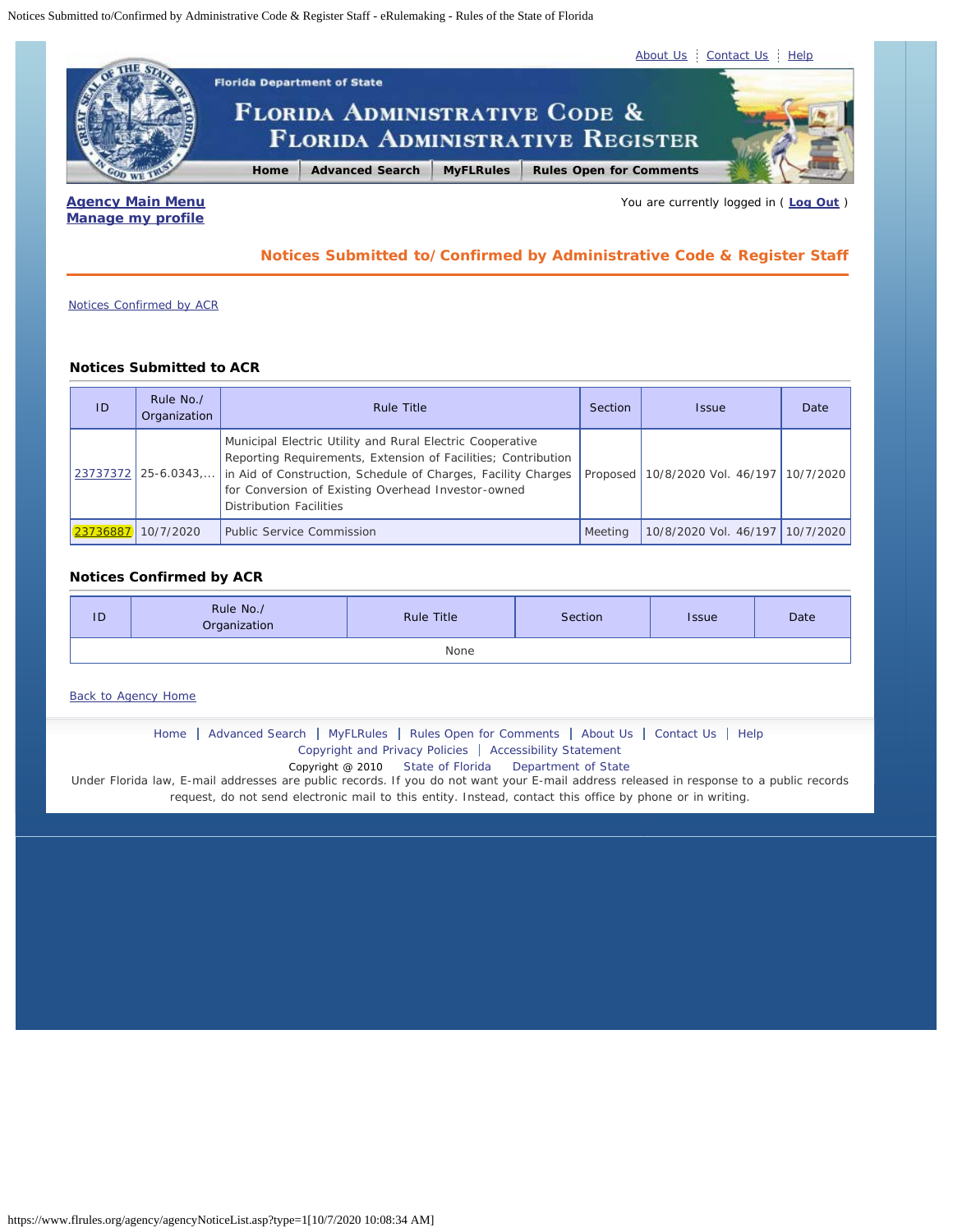About Us | Contact Us | Help

Florida Department of State

# FLORIDA ADMINISTRATIVE CODE & FLORIDA ADMINISTRATIVE REGISTER

Home | Advanced Search | MyFLRules | Rules Open for Comments

**Agency Main Menu**
**Manage my profile**

You are currently logged in ( **Log Out** )

## Notices Submitted to/Confirmed by Administrative Code & Register Staff

Notices Confirmed by ACR

### Notices Submitted to ACR

| ID | Rule No./ Organization | Rule Title | Section | Issue | Date |
|---|---|---|---|---|---|
| 23737372 | 25-6.0343,... | Municipal Electric Utility and Rural Electric Cooperative Reporting Requirements, Extension of Facilities; Contribution in Aid of Construction, Schedule of Charges, Facility Charges for Conversion of Existing Overhead Investor-owned Distribution Facilities | Proposed | 10/8/2020 Vol. 46/197 | 10/7/2020 |
| 23736887 | 10/7/2020 | Public Service Commission | Meeting | 10/8/2020 Vol. 46/197 | 10/7/2020 |

### Notices Confirmed by ACR

| ID | Rule No./ Organization | Rule Title | Section | Issue | Date |
|---|---|---|---|---|---|
| None | | | | | |

Back to Agency Home

Home | Advanced Search | MyFLRules | Rules Open for Comments | About Us | Contact Us | Help

Copyright and Privacy Policies | Accessibility Statement

Copyright @ 2010 State of Florida Department of State

Under Florida law, E-mail addresses are public records. If you do not want your E-mail address released in response to a public records request, do not send electronic mail to this entity. Instead, contact this office by phone or in writing.